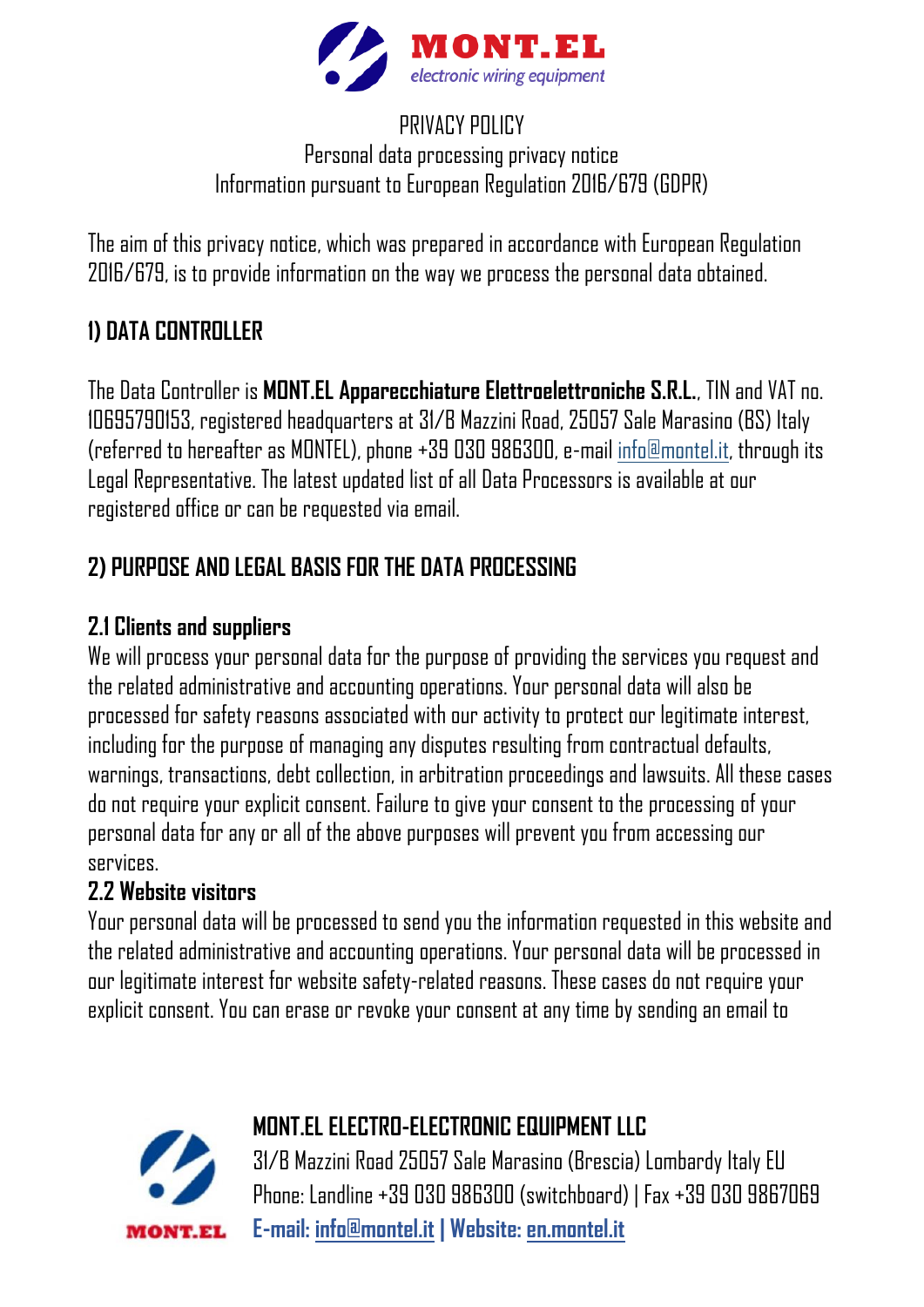PRIVACY POLICY
Personal data processing privacy notice
Information pursuant to European Regulation 2016/679 (GDPR)

The aim of this privacy notice, which was prepared in accordance with European Regulation 2016/679, is to provide information on the way we process the personal data obtained.

## 1) DATA CONTROLLER

The Data Controller is **MONT.EL Apparecchiature Elettroelettroniche S.R.L.**, TIN and VAT no. 10695790153, registered headquarters at 31/B Mazzini Road, 25057 Sale Marasino (BS) Italy (referred to hereafter as MONTEL), phone +39 030 986300, e-mail info@montel.it, through its Legal Representative. The latest updated list of all Data Processors is available at our registered office or can be requested via email.

## 2) PURPOSE AND LEGAL BASIS FOR THE DATA PROCESSING

### 2.1 Clients and suppliers

We will process your personal data for the purpose of providing the services you request and the related administrative and accounting operations. Your personal data will also be processed for safety reasons associated with our activity to protect our legitimate interest, including for the purpose of managing any disputes resulting from contractual defaults, warnings, transactions, debt collection, in arbitration proceedings and lawsuits. All these cases do not require your explicit consent. Failure to give your consent to the processing of your personal data for any or all of the above purposes will prevent you from accessing our services.

### 2.2 Website visitors

Your personal data will be processed to send you the information requested in this website and the related administrative and accounting operations. Your personal data will be processed in our legitimate interest for website safety-related reasons. These cases do not require your explicit consent. You can erase or revoke your consent at any time by sending an email to

**MONT.EL ELECTRO-ELECTRONIC EQUIPMENT LLC**
31/B Mazzini Road 25057 Sale Marasino (Brescia) Lombardy Italy EU
Phone: Landline +39 030 986300 (switchboard) | Fax +39 030 9867069
**E-mail: info@montel.it | Website: en.montel.it**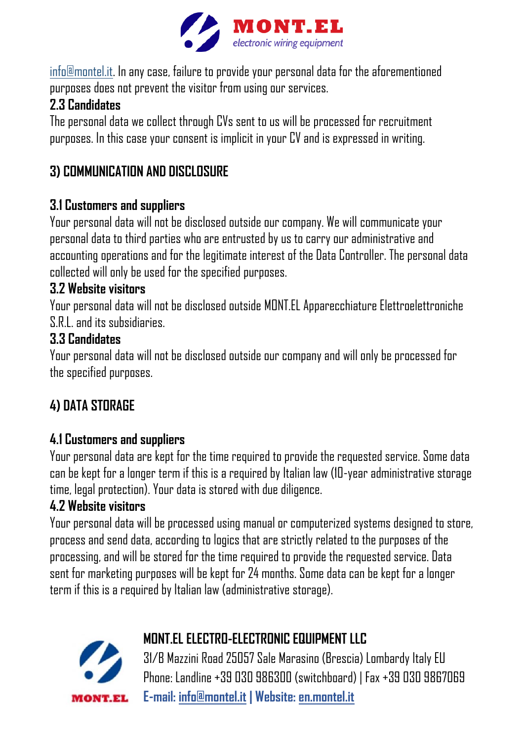info@montel.it. In any case, failure to provide your personal data for the aforementioned purposes does not prevent the visitor from using our services.

### 2.3 Candidates

The personal data we collect through CVs sent to us will be processed for recruitment purposes. In this case your consent is implicit in your CV and is expressed in writing.

## 3) COMMUNICATION AND DISCLOSURE

### 3.1 Customers and suppliers

Your personal data will not be disclosed outside our company. We will communicate your personal data to third parties who are entrusted by us to carry our administrative and accounting operations and for the legitimate interest of the Data Controller. The personal data collected will only be used for the specified purposes.

### 3.2 Website visitors

Your personal data will not be disclosed outside MONT.EL Apparecchiature Elettroelettroniche S.R.L. and its subsidiaries.

### 3.3 Candidates

Your personal data will not be disclosed outside our company and will only be processed for the specified purposes.

## 4) DATA STORAGE

### 4.1 Customers and suppliers

Your personal data are kept for the time required to provide the requested service. Some data can be kept for a longer term if this is a required by Italian law (10-year administrative storage time, legal protection). Your data is stored with due diligence.

### 4.2 Website visitors

Your personal data will be processed using manual or computerized systems designed to store, process and send data, according to logics that are strictly related to the purposes of the processing, and will be stored for the time required to provide the requested service. Data sent for marketing purposes will be kept for 24 months. Some data can be kept for a longer term if this is a required by Italian law (administrative storage).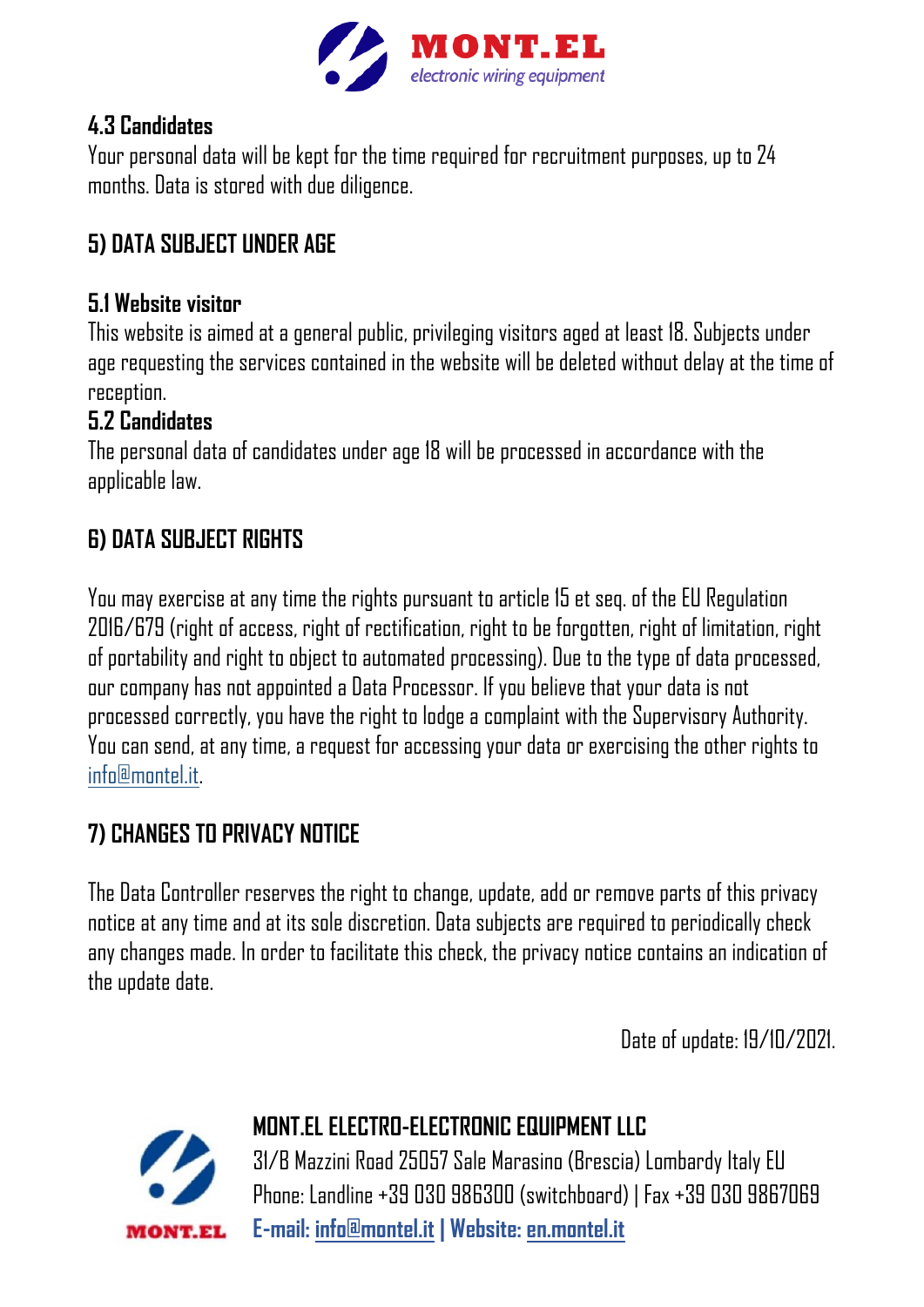### 4.3 Candidates

Your personal data will be kept for the time required for recruitment purposes, up to 24 months. Data is stored with due diligence.

## 5) DATA SUBJECT UNDER AGE

### 5.1 Website visitor

This website is aimed at a general public, privileging visitors aged at least 18. Subjects under age requesting the services contained in the website will be deleted without delay at the time of reception.

### 5.2 Candidates

The personal data of candidates under age 18 will be processed in accordance with the applicable law.

## 6) DATA SUBJECT RIGHTS

You may exercise at any time the rights pursuant to article 15 et seq. of the EU Regulation 2016/679 (right of access, right of rectification, right to be forgotten, right of limitation, right of portability and right to object to automated processing). Due to the type of data processed, our company has not appointed a Data Processor. If you believe that your data is not processed correctly, you have the right to lodge a complaint with the Supervisory Authority. You can send, at any time, a request for accessing your data or exercising the other rights to info@montel.it.

## 7) CHANGES TO PRIVACY NOTICE

The Data Controller reserves the right to change, update, add or remove parts of this privacy notice at any time and at its sole discretion. Data subjects are required to periodically check any changes made. In order to facilitate this check, the privacy notice contains an indication of the update date.

Date of update: 19/10/2021.

**MONT.EL ELECTRO-ELECTRONIC EQUIPMENT LLC**
31/B Mazzini Road 25057 Sale Marasino (Brescia) Lombardy Italy EU
Phone: Landline +39 030 986300 (switchboard) | Fax +39 030 9867069
**E-mail: info@montel.it | Website: en.montel.it**